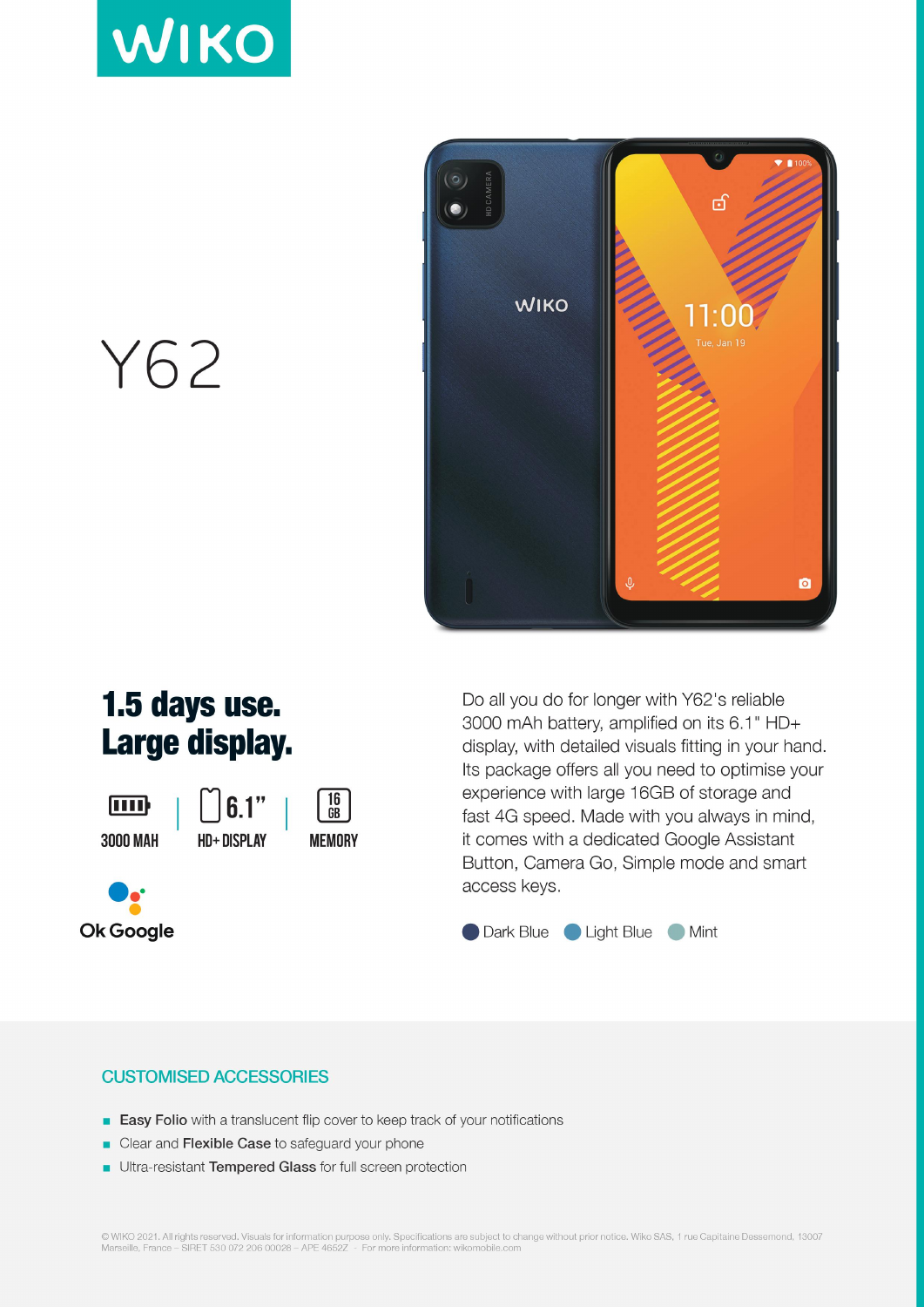# WIKO

# Y62

## 1.5 days use. Large display.

3000 MAH | 6.1" HD+ DISPLAY | 16 GB MEMORY

Ok Google

Do all you do for longer with Y62's reliable 3000 mAh battery, amplified on its 6.1" HD+ display, with detailed visuals fitting in your hand. Its package offers all you need to optimise your experience with large 16GB of storage and fast 4G speed. Made with you always in mind, it comes with a dedicated Google Assistant Button, Camera Go, Simple mode and smart access keys.

Dark Blue · Light Blue · Mint

### CUSTOMISED ACCESSORIES

- **Easy Folio** with a translucent flip cover to keep track of your notifications
- Clear and **Flexible Case** to safeguard your phone
- Ultra-resistant **Tempered Glass** for full screen protection

© WIKO 2021. All rights reserved. Visuals for information purpose only. Specifications are subject to change without prior notice. Wiko SAS, 1 rue Capitaine Dessemond, 13007 Marseille, France – SIRET 530 072 206 00028 – APE 4652Z - For more information: wikomobile.com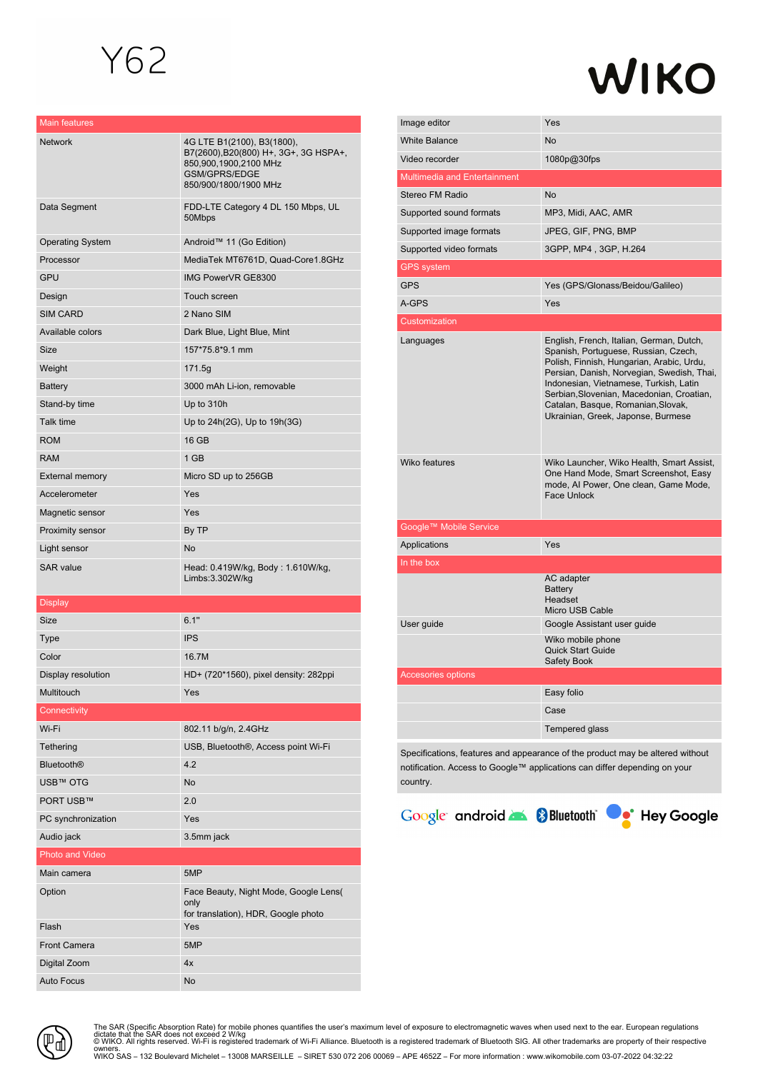# Y62

WIKO

| | |
|---|---|
| **Main features** | |
| Network | 4G LTE B1(2100), B3(1800), B7(2600),B20(800) H+, 3G+, 3G HSPA+, 850,900,1900,2100 MHz GSM/GPRS/EDGE 850/900/1800/1900 MHz |
| Data Segment | FDD-LTE Category 4 DL 150 Mbps, UL 50Mbps |
| Operating System | Android™ 11 (Go Edition) |
| Processor | MediaTek MT6761D, Quad-Core1.8GHz |
| GPU | IMG PowerVR GE8300 |
| Design | Touch screen |
| SIM CARD | 2 Nano SIM |
| Available colors | Dark Blue, Light Blue, Mint |
| Size | 157*75.8*9.1 mm |
| Weight | 171.5g |
| Battery | 3000 mAh Li-ion, removable |
| Stand-by time | Up to 310h |
| Talk time | Up to 24h(2G), Up to 19h(3G) |
| ROM | 16 GB |
| RAM | 1 GB |
| External memory | Micro SD up to 256GB |
| Accelerometer | Yes |
| Magnetic sensor | Yes |
| Proximity sensor | By TP |
| Light sensor | No |
| SAR value | Head: 0.419W/kg, Body : 1.610W/kg, Limbs:3.302W/kg |
| **Display** | |
| Size | 6.1" |
| Type | IPS |
| Color | 16.7M |
| Display resolution | HD+ (720*1560), pixel density: 282ppi |
| Multitouch | Yes |
| **Connectivity** | |
| Wi-Fi | 802.11 b/g/n, 2.4GHz |
| Tethering | USB, Bluetooth®, Access point Wi-Fi |
| Bluetooth® | 4.2 |
| USB™ OTG | No |
| PORT USB™ | 2.0 |
| PC synchronization | Yes |
| Audio jack | 3.5mm jack |
| **Photo and Video** | |
| Main camera | 5MP |
| Option | Face Beauty, Night Mode, Google Lens( only for translation), HDR, Google photo |
| Flash | Yes |
| Front Camera | 5MP |
| Digital Zoom | 4x |
| Auto Focus | No |
| Image editor | Yes |
| White Balance | No |
| Video recorder | 1080p@30fps |
| **Multimedia and Entertainment** | |
| Stereo FM Radio | No |
| Supported sound formats | MP3, Midi, AAC, AMR |
| Supported image formats | JPEG, GIF, PNG, BMP |
| Supported video formats | 3GPP, MP4 , 3GP, H.264 |
| **GPS system** | |
| GPS | Yes (GPS/Glonass/Beidou/Galileo) |
| A-GPS | Yes |
| **Customization** | |
| Languages | English, French, Italian, German, Dutch, Spanish, Portuguese, Russian, Czech, Polish, Finnish, Hungarian, Arabic, Urdu, Persian, Danish, Norvegian, Swedish, Thai, Indonesian, Vietnamese, Turkish, Latin Serbian,Slovenian, Macedonian, Croatian, Catalan, Basque, Romanian,Slovak, Ukrainian, Greek, Japonse, Burmese |
| Wiko features | Wiko Launcher, Wiko Health, Smart Assist, One Hand Mode, Smart Screenshot, Easy mode, AI Power, One clean, Game Mode, Face Unlock |
| **Google™ Mobile Service** | |
| Applications | Yes |
| **In the box** | |
| | AC adapter<br>Battery<br>Headset<br>Micro USB Cable |
| User guide | Google Assistant user guide |
| | Wiko mobile phone<br>Quick Start Guide<br>Safety Book |
| **Accesories options** | |
| | Easy folio |
| | Case |
| | Tempered glass |

Specifications, features and appearance of the product may be altered without notification. Access to Google™ applications can differ depending on your country.

Google android Bluetooth Hey Google

The SAR (Specific Absorption Rate) for mobile phones quantifies the user's maximum level of exposure to electromagnetic waves when used next to the ear. European regulations dictate that the SAR does not exceed 2 W/kg
© WIKO. All rights reserved. Wi-Fi is registered trademark of Wi-Fi Alliance. Bluetooth is a registered trademark of Bluetooth SIG. All other trademarks are property of their respective owners.
WIKO SAS – 132 Boulevard Michelet – 13008 MARSEILLE – SIRET 530 072 206 00069 – APE 4652Z – For more information : www.wikomobile.com 03-07-2022 04:32:22